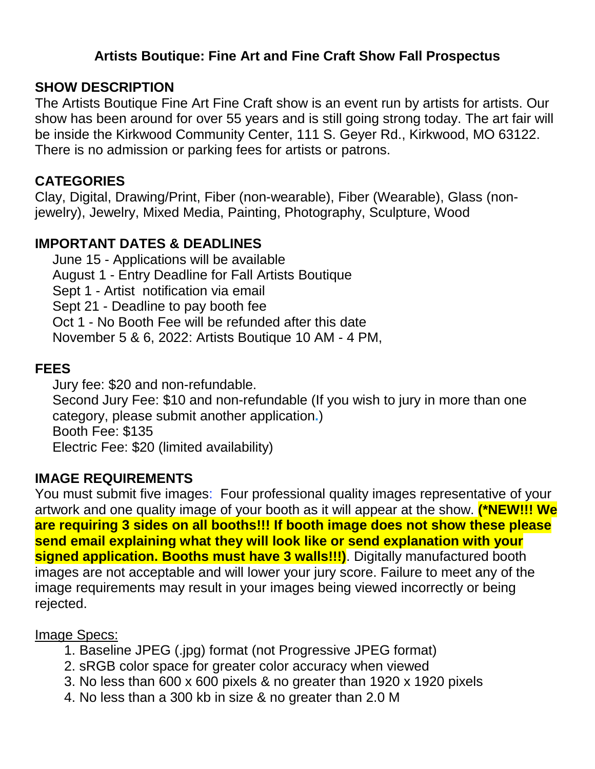# Artists Boutique: Fine Art and Fine Craft Show Fall Prospectus

## SHOW DESCRIPTION

The Artists Boutique Fine Art Fine Craft show is an event run by artists for artists. Our show has been around for over 55 years and is still going strong today. The art fair will be inside the Kirkwood Community Center, 111 S. Geyer Rd., Kirkwood, MO 63122. There is no admission or parking fees for artists or patrons.

## CATEGORIES

Clay, Digital, Drawing/Print, Fiber (non-wearable), Fiber (Wearable), Glass (non-jewelry), Jewelry, Mixed Media, Painting, Photography, Sculpture, Wood

## IMPORTANT DATES & DEADLINES

June 15 - Applications will be available
August 1 - Entry Deadline for Fall Artists Boutique
Sept 1 - Artist notification via email
Sept 21 - Deadline to pay booth fee
Oct 1 - No Booth Fee will be refunded after this date
November 5 & 6, 2022: Artists Boutique 10 AM - 4 PM,

## FEES

Jury fee: $20 and non-refundable.
Second Jury Fee: $10 and non-refundable (If you wish to jury in more than one category, please submit another application.)
Booth Fee: $135
Electric Fee: $20 (limited availability)

## IMAGE REQUIREMENTS

You must submit five images: Four professional quality images representative of your artwork and one quality image of your booth as it will appear at the show. **(*NEW!!! We are requiring 3 sides on all booths!!! If booth image does not show these please send email explaining what they will look like or send explanation with your signed application. Booths must have 3 walls!!!)**. Digitally manufactured booth images are not acceptable and will lower your jury score. Failure to meet any of the image requirements may result in your images being viewed incorrectly or being rejected.

Image Specs:

1. Baseline JPEG (.jpg) format (not Progressive JPEG format)
2. sRGB color space for greater color accuracy when viewed
3. No less than 600 x 600 pixels & no greater than 1920 x 1920 pixels
4. No less than a 300 kb in size & no greater than 2.0 M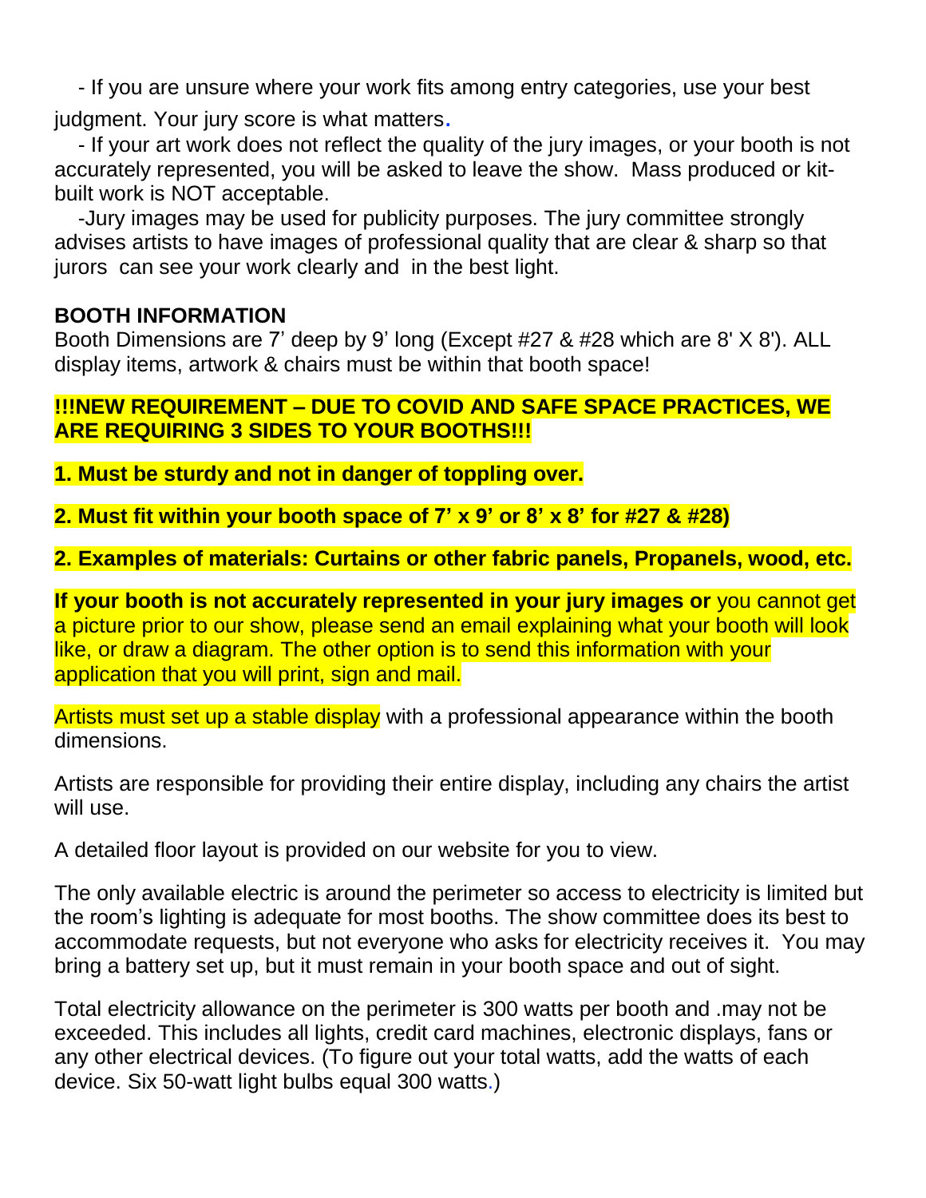- If you are unsure where your work fits among entry categories, use your best judgment. Your jury score is what matters.

- If your art work does not reflect the quality of the jury images, or your booth is not accurately represented, you will be asked to leave the show. Mass produced or kit-built work is NOT acceptable.

-Jury images may be used for publicity purposes. The jury committee strongly advises artists to have images of professional quality that are clear & sharp so that jurors can see your work clearly and in the best light.

## BOOTH INFORMATION

Booth Dimensions are 7' deep by 9' long (Except #27 & #28 which are 8' X 8'). ALL display items, artwork & chairs must be within that booth space!

**!!!NEW REQUIREMENT – DUE TO COVID AND SAFE SPACE PRACTICES, WE ARE REQUIRING 3 SIDES TO YOUR BOOTHS!!!**

**1. Must be sturdy and not in danger of toppling over.**

**2. Must fit within your booth space of 7' x 9' or 8' x 8' for #27 & #28)**

**2. Examples of materials: Curtains or other fabric panels, Propanels, wood, etc.**

**If your booth is not accurately represented in your jury images or** you cannot get a picture prior to our show, please send an email explaining what your booth will look like, or draw a diagram. The other option is to send this information with your application that you will print, sign and mail.

Artists must set up a stable display with a professional appearance within the booth dimensions.

Artists are responsible for providing their entire display, including any chairs the artist will use.

A detailed floor layout is provided on our website for you to view.

The only available electric is around the perimeter so access to electricity is limited but the room's lighting is adequate for most booths. The show committee does its best to accommodate requests, but not everyone who asks for electricity receives it. You may bring a battery set up, but it must remain in your booth space and out of sight.

Total electricity allowance on the perimeter is 300 watts per booth and .may not be exceeded. This includes all lights, credit card machines, electronic displays, fans or any other electrical devices. (To figure out your total watts, add the watts of each device. Six 50-watt light bulbs equal 300 watts.)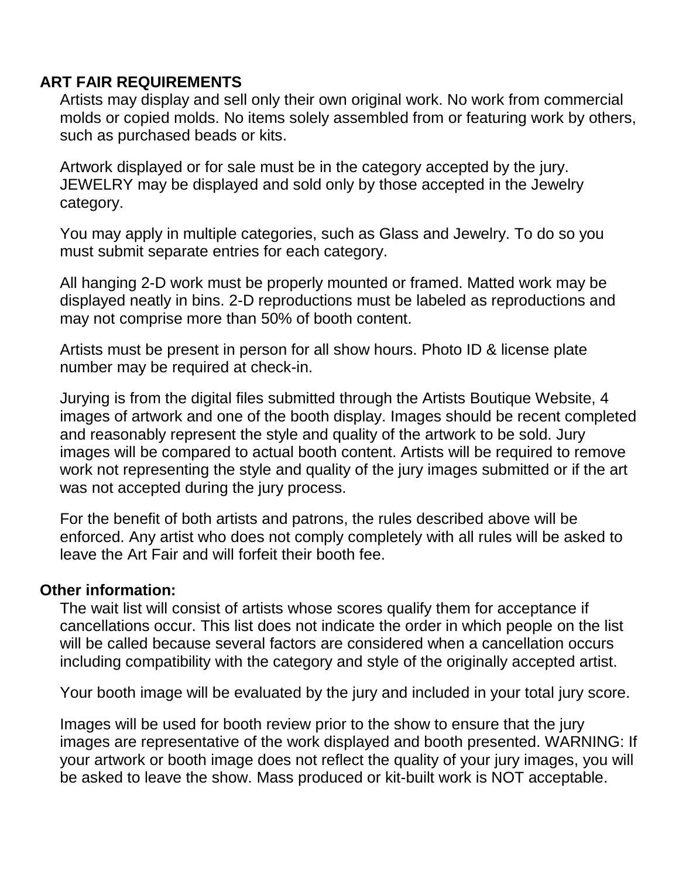## ART FAIR REQUIREMENTS

Artists may display and sell only their own original work. No work from commercial molds or copied molds. No items solely assembled from or featuring work by others, such as purchased beads or kits.

Artwork displayed or for sale must be in the category accepted by the jury. JEWELRY may be displayed and sold only by those accepted in the Jewelry category.

You may apply in multiple categories, such as Glass and Jewelry. To do so you must submit separate entries for each category.

All hanging 2-D work must be properly mounted or framed. Matted work may be displayed neatly in bins. 2-D reproductions must be labeled as reproductions and may not comprise more than 50% of booth content.

Artists must be present in person for all show hours. Photo ID & license plate number may be required at check-in.

Jurying is from the digital files submitted through the Artists Boutique Website, 4 images of artwork and one of the booth display. Images should be recent completed and reasonably represent the style and quality of the artwork to be sold. Jury images will be compared to actual booth content. Artists will be required to remove work not representing the style and quality of the jury images submitted or if the art was not accepted during the jury process.

For the benefit of both artists and patrons, the rules described above will be enforced. Any artist who does not comply completely with all rules will be asked to leave the Art Fair and will forfeit their booth fee.

## Other information:

The wait list will consist of artists whose scores qualify them for acceptance if cancellations occur. This list does not indicate the order in which people on the list will be called because several factors are considered when a cancellation occurs including compatibility with the category and style of the originally accepted artist.

Your booth image will be evaluated by the jury and included in your total jury score.

Images will be used for booth review prior to the show to ensure that the jury images are representative of the work displayed and booth presented. WARNING: If your artwork or booth image does not reflect the quality of your jury images, you will be asked to leave the show. Mass produced or kit-built work is NOT acceptable.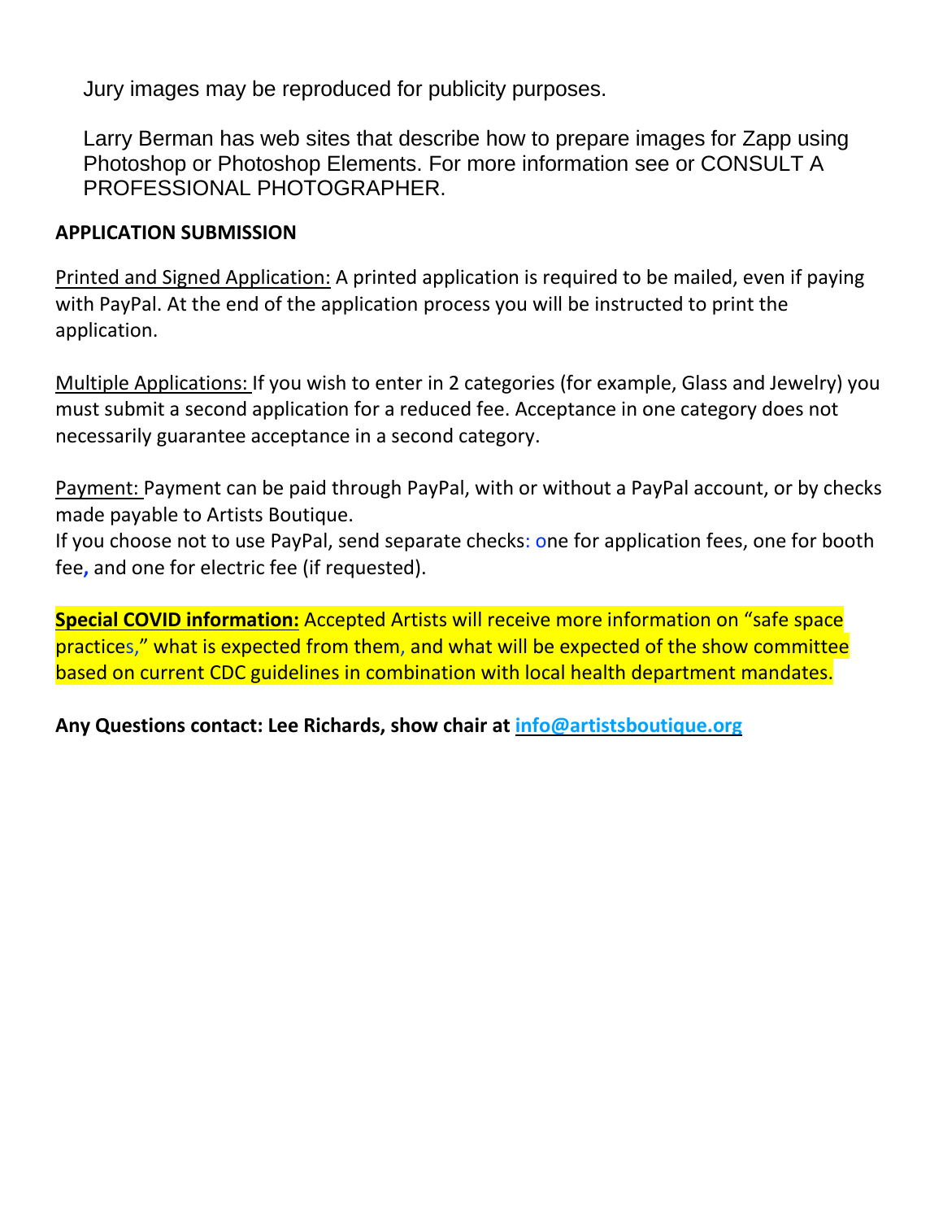Jury images may be reproduced for publicity purposes.

Larry Berman has web sites that describe how to prepare images for Zapp using Photoshop or Photoshop Elements. For more information see or CONSULT A PROFESSIONAL PHOTOGRAPHER.

**APPLICATION SUBMISSION**

Printed and Signed Application: A printed application is required to be mailed, even if paying with PayPal. At the end of the application process you will be instructed to print the application.

Multiple Applications: If you wish to enter in 2 categories (for example, Glass and Jewelry) you must submit a second application for a reduced fee. Acceptance in one category does not necessarily guarantee acceptance in a second category.

Payment: Payment can be paid through PayPal, with or without a PayPal account, or by checks made payable to Artists Boutique.
If you choose not to use PayPal, send separate checks: one for application fees, one for booth fee, and one for electric fee (if requested).

**Special COVID information:** Accepted Artists will receive more information on "safe space practices," what is expected from them, and what will be expected of the show committee based on current CDC guidelines in combination with local health department mandates.

**Any Questions contact: Lee Richards, show chair at info@artistsboutique.org**